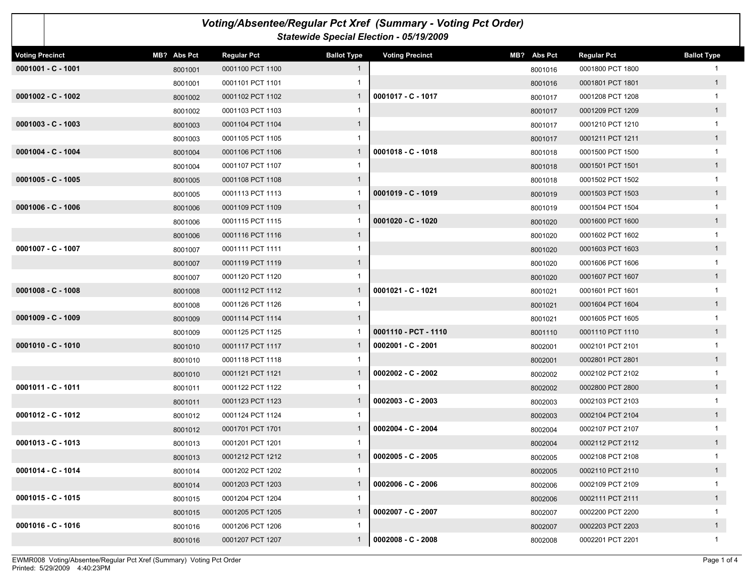# Voting/Absentee/Regular Pct Xref (Summary - Voting Pct Order)

## Statewide Special Election - 05/19/2009

| Voting Precinct | MB? | Abs Pct | Regular Pct | Ballot Type |
|---|---|---|---|---|
| 0001001 - C - 1001 | | 8001001 | 0001100 PCT 1100 | 1 |
| | | 8001001 | 0001101 PCT 1101 | 1 |
| 0001002 - C - 1002 | | 8001002 | 0001102 PCT 1102 | 1 |
| | | 8001002 | 0001103 PCT 1103 | 1 |
| 0001003 - C - 1003 | | 8001003 | 0001104 PCT 1104 | 1 |
| | | 8001003 | 0001105 PCT 1105 | 1 |
| 0001004 - C - 1004 | | 8001004 | 0001106 PCT 1106 | 1 |
| | | 8001004 | 0001107 PCT 1107 | 1 |
| 0001005 - C - 1005 | | 8001005 | 0001108 PCT 1108 | 1 |
| | | 8001005 | 0001113 PCT 1113 | 1 |
| 0001006 - C - 1006 | | 8001006 | 0001109 PCT 1109 | 1 |
| | | 8001006 | 0001115 PCT 1115 | 1 |
| | | 8001006 | 0001116 PCT 1116 | 1 |
| 0001007 - C - 1007 | | 8001007 | 0001111 PCT 1111 | 1 |
| | | 8001007 | 0001119 PCT 1119 | 1 |
| | | 8001007 | 0001120 PCT 1120 | 1 |
| 0001008 - C - 1008 | | 8001008 | 0001112 PCT 1112 | 1 |
| | | 8001008 | 0001126 PCT 1126 | 1 |
| 0001009 - C - 1009 | | 8001009 | 0001114 PCT 1114 | 1 |
| | | 8001009 | 0001125 PCT 1125 | 1 |
| 0001010 - C - 1010 | | 8001010 | 0001117 PCT 1117 | 1 |
| | | 8001010 | 0001118 PCT 1118 | 1 |
| | | 8001010 | 0001121 PCT 1121 | 1 |
| 0001011 - C - 1011 | | 8001011 | 0001122 PCT 1122 | 1 |
| | | 8001011 | 0001123 PCT 1123 | 1 |
| 0001012 - C - 1012 | | 8001012 | 0001124 PCT 1124 | 1 |
| | | 8001012 | 0001701 PCT 1701 | 1 |
| 0001013 - C - 1013 | | 8001013 | 0001201 PCT 1201 | 1 |
| | | 8001013 | 0001212 PCT 1212 | 1 |
| 0001014 - C - 1014 | | 8001014 | 0001202 PCT 1202 | 1 |
| | | 8001014 | 0001203 PCT 1203 | 1 |
| 0001015 - C - 1015 | | 8001015 | 0001204 PCT 1204 | 1 |
| | | 8001015 | 0001205 PCT 1205 | 1 |
| 0001016 - C - 1016 | | 8001016 | 0001206 PCT 1206 | 1 |
| | | 8001016 | 0001207 PCT 1207 | 1 |
| | | 8001016 | 0001800 PCT 1800 | 1 |
| | | 8001016 | 0001801 PCT 1801 | 1 |
| 0001017 - C - 1017 | | 8001017 | 0001208 PCT 1208 | 1 |
| | | 8001017 | 0001209 PCT 1209 | 1 |
| | | 8001017 | 0001210 PCT 1210 | 1 |
| | | 8001017 | 0001211 PCT 1211 | 1 |
| 0001018 - C - 1018 | | 8001018 | 0001500 PCT 1500 | 1 |
| | | 8001018 | 0001501 PCT 1501 | 1 |
| | | 8001018 | 0001502 PCT 1502 | 1 |
| 0001019 - C - 1019 | | 8001019 | 0001503 PCT 1503 | 1 |
| | | 8001019 | 0001504 PCT 1504 | 1 |
| 0001020 - C - 1020 | | 8001020 | 0001600 PCT 1600 | 1 |
| | | 8001020 | 0001602 PCT 1602 | 1 |
| | | 8001020 | 0001603 PCT 1603 | 1 |
| | | 8001020 | 0001606 PCT 1606 | 1 |
| | | 8001020 | 0001607 PCT 1607 | 1 |
| 0001021 - C - 1021 | | 8001021 | 0001601 PCT 1601 | 1 |
| | | 8001021 | 0001604 PCT 1604 | 1 |
| | | 8001021 | 0001605 PCT 1605 | 1 |
| 0001110 - PCT - 1110 | | 8001110 | 0001110 PCT 1110 | 1 |
| 0002001 - C - 2001 | | 8002001 | 0002101 PCT 2101 | 1 |
| | | 8002001 | 0002801 PCT 2801 | 1 |
| 0002002 - C - 2002 | | 8002002 | 0002102 PCT 2102 | 1 |
| | | 8002002 | 0002800 PCT 2800 | 1 |
| 0002003 - C - 2003 | | 8002003 | 0002103 PCT 2103 | 1 |
| | | 8002003 | 0002104 PCT 2104 | 1 |
| 0002004 - C - 2004 | | 8002004 | 0002107 PCT 2107 | 1 |
| | | 8002004 | 0002112 PCT 2112 | 1 |
| 0002005 - C - 2005 | | 8002005 | 0002108 PCT 2108 | 1 |
| | | 8002005 | 0002110 PCT 2110 | 1 |
| 0002006 - C - 2006 | | 8002006 | 0002109 PCT 2109 | 1 |
| | | 8002006 | 0002111 PCT 2111 | 1 |
| 0002007 - C - 2007 | | 8002007 | 0002200 PCT 2200 | 1 |
| | | 8002007 | 0002203 PCT 2203 | 1 |
| 0002008 - C - 2008 | | 8002008 | 0002201 PCT 2201 | 1 |

EWMR008 Voting/Absentee/Regular Pct Xref (Summary) Voting Pct Order
Printed: 5/29/2009 4:40:23PM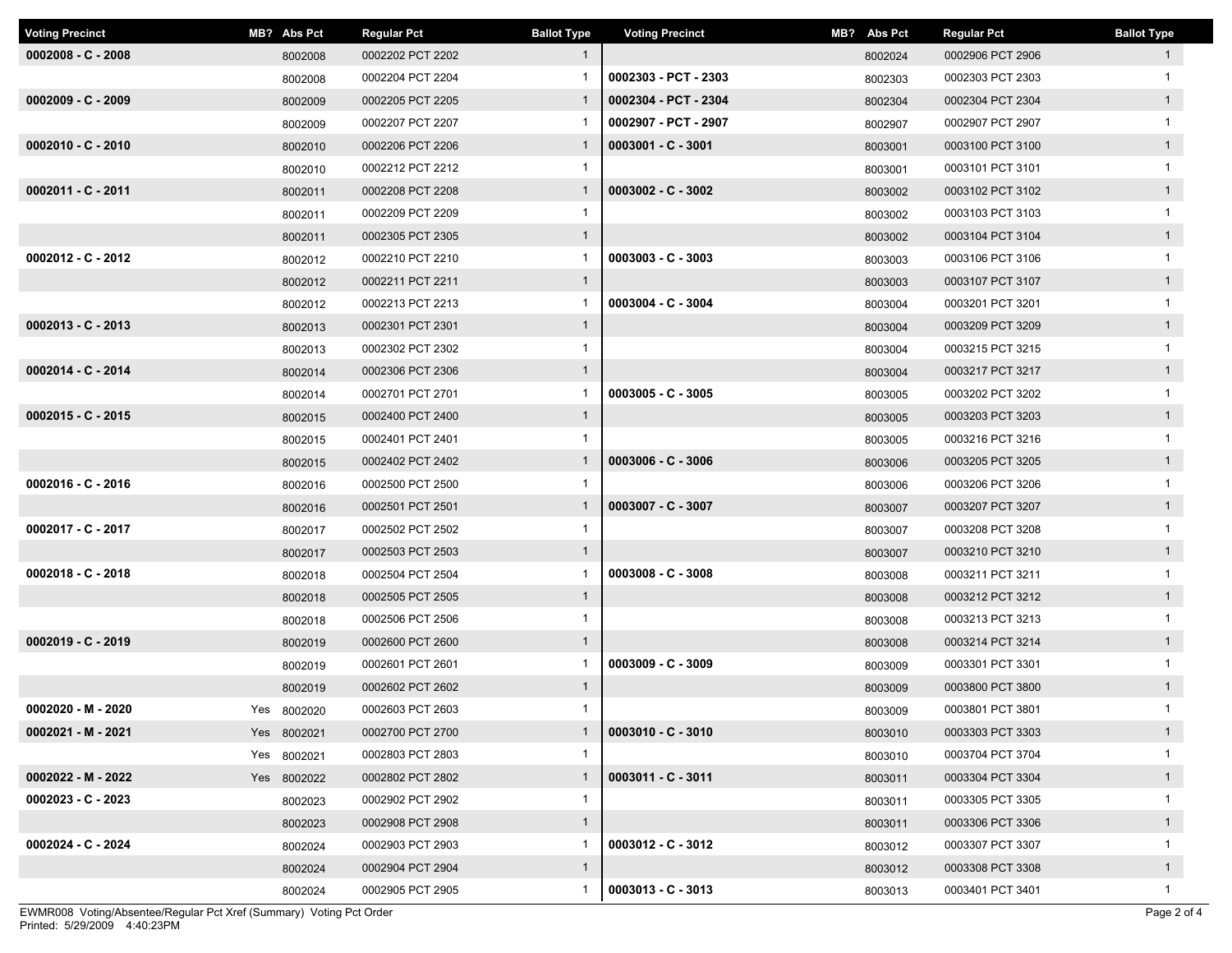| Voting Precinct | MB? | Abs Pct | Regular Pct | Ballot Type |
|---|---|---|---|---|
| 0002008 - C - 2008 | | 8002008 | 0002202 PCT 2202 | 1 |
| | | 8002008 | 0002204 PCT 2204 | 1 |
| 0002009 - C - 2009 | | 8002009 | 0002205 PCT 2205 | 1 |
| | | 8002009 | 0002207 PCT 2207 | 1 |
| 0002010 - C - 2010 | | 8002010 | 0002206 PCT 2206 | 1 |
| | | 8002010 | 0002212 PCT 2212 | 1 |
| 0002011 - C - 2011 | | 8002011 | 0002208 PCT 2208 | 1 |
| | | 8002011 | 0002209 PCT 2209 | 1 |
| | | 8002011 | 0002305 PCT 2305 | 1 |
| 0002012 - C - 2012 | | 8002012 | 0002210 PCT 2210 | 1 |
| | | 8002012 | 0002211 PCT 2211 | 1 |
| | | 8002012 | 0002213 PCT 2213 | 1 |
| 0002013 - C - 2013 | | 8002013 | 0002301 PCT 2301 | 1 |
| | | 8002013 | 0002302 PCT 2302 | 1 |
| 0002014 - C - 2014 | | 8002014 | 0002306 PCT 2306 | 1 |
| | | 8002014 | 0002701 PCT 2701 | 1 |
| 0002015 - C - 2015 | | 8002015 | 0002400 PCT 2400 | 1 |
| | | 8002015 | 0002401 PCT 2401 | 1 |
| | | 8002015 | 0002402 PCT 2402 | 1 |
| 0002016 - C - 2016 | | 8002016 | 0002500 PCT 2500 | 1 |
| | | 8002016 | 0002501 PCT 2501 | 1 |
| 0002017 - C - 2017 | | 8002017 | 0002502 PCT 2502 | 1 |
| | | 8002017 | 0002503 PCT 2503 | 1 |
| 0002018 - C - 2018 | | 8002018 | 0002504 PCT 2504 | 1 |
| | | 8002018 | 0002505 PCT 2505 | 1 |
| | | 8002018 | 0002506 PCT 2506 | 1 |
| 0002019 - C - 2019 | | 8002019 | 0002600 PCT 2600 | 1 |
| | | 8002019 | 0002601 PCT 2601 | 1 |
| | | 8002019 | 0002602 PCT 2602 | 1 |
| 0002020 - M - 2020 | Yes | 8002020 | 0002603 PCT 2603 | 1 |
| 0002021 - M - 2021 | Yes | 8002021 | 0002700 PCT 2700 | 1 |
| | Yes | 8002021 | 0002803 PCT 2803 | 1 |
| 0002022 - M - 2022 | Yes | 8002022 | 0002802 PCT 2802 | 1 |
| 0002023 - C - 2023 | | 8002023 | 0002902 PCT 2902 | 1 |
| | | 8002023 | 0002908 PCT 2908 | 1 |
| 0002024 - C - 2024 | | 8002024 | 0002903 PCT 2903 | 1 |
| | | 8002024 | 0002904 PCT 2904 | 1 |
| | | 8002024 | 0002905 PCT 2905 | 1 |
| | | 8002024 | 0002906 PCT 2906 | 1 |
| 0002303 - PCT - 2303 | | 8002303 | 0002303 PCT 2303 | 1 |
| 0002304 - PCT - 2304 | | 8002304 | 0002304 PCT 2304 | 1 |
| 0002907 - PCT - 2907 | | 8002907 | 0002907 PCT 2907 | 1 |
| 0003001 - C - 3001 | | 8003001 | 0003100 PCT 3100 | 1 |
| | | 8003001 | 0003101 PCT 3101 | 1 |
| 0003002 - C - 3002 | | 8003002 | 0003102 PCT 3102 | 1 |
| | | 8003002 | 0003103 PCT 3103 | 1 |
| | | 8003002 | 0003104 PCT 3104 | 1 |
| 0003003 - C - 3003 | | 8003003 | 0003106 PCT 3106 | 1 |
| | | 8003003 | 0003107 PCT 3107 | 1 |
| 0003004 - C - 3004 | | 8003004 | 0003201 PCT 3201 | 1 |
| | | 8003004 | 0003209 PCT 3209 | 1 |
| | | 8003004 | 0003215 PCT 3215 | 1 |
| | | 8003004 | 0003217 PCT 3217 | 1 |
| 0003005 - C - 3005 | | 8003005 | 0003202 PCT 3202 | 1 |
| | | 8003005 | 0003203 PCT 3203 | 1 |
| | | 8003005 | 0003216 PCT 3216 | 1 |
| 0003006 - C - 3006 | | 8003006 | 0003205 PCT 3205 | 1 |
| | | 8003006 | 0003206 PCT 3206 | 1 |
| 0003007 - C - 3007 | | 8003007 | 0003207 PCT 3207 | 1 |
| | | 8003007 | 0003208 PCT 3208 | 1 |
| | | 8003007 | 0003210 PCT 3210 | 1 |
| 0003008 - C - 3008 | | 8003008 | 0003211 PCT 3211 | 1 |
| | | 8003008 | 0003212 PCT 3212 | 1 |
| | | 8003008 | 0003213 PCT 3213 | 1 |
| | | 8003008 | 0003214 PCT 3214 | 1 |
| 0003009 - C - 3009 | | 8003009 | 0003301 PCT 3301 | 1 |
| | | 8003009 | 0003800 PCT 3800 | 1 |
| | | 8003009 | 0003801 PCT 3801 | 1 |
| 0003010 - C - 3010 | | 8003010 | 0003303 PCT 3303 | 1 |
| | | 8003010 | 0003704 PCT 3704 | 1 |
| 0003011 - C - 3011 | | 8003011 | 0003304 PCT 3304 | 1 |
| | | 8003011 | 0003305 PCT 3305 | 1 |
| | | 8003011 | 0003306 PCT 3306 | 1 |
| 0003012 - C - 3012 | | 8003012 | 0003307 PCT 3307 | 1 |
| | | 8003012 | 0003308 PCT 3308 | 1 |
| 0003013 - C - 3013 | | 8003013 | 0003401 PCT 3401 | 1 |

EWMR008 Voting/Absentee/Regular Pct Xref (Summary) Voting Pct Order
Printed: 5/29/2009 4:40:23PM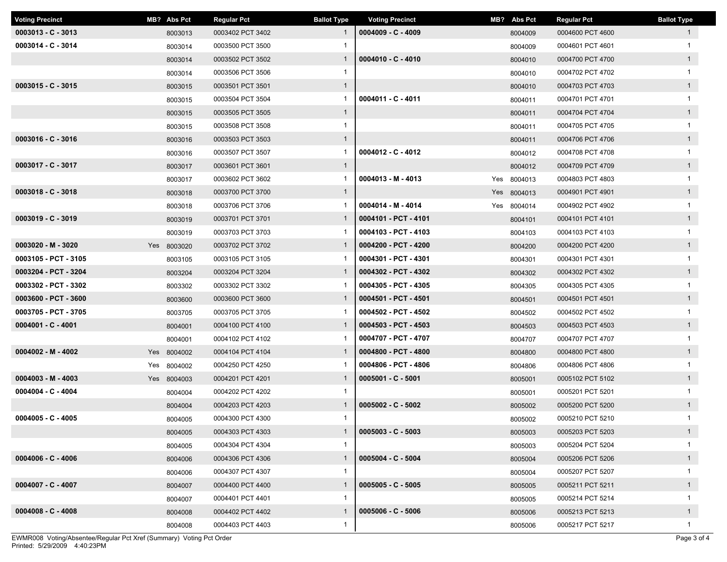| Voting Precinct | MB? | Abs Pct | Regular Pct | Ballot Type |
|---|---|---|---|---|
| **0003013 - C - 3013** | | 8003013 | 0003402 PCT 3402 | 1 |
| **0003014 - C - 3014** | | 8003014 | 0003500 PCT 3500 | 1 |
| | | 8003014 | 0003502 PCT 3502 | 1 |
| | | 8003014 | 0003506 PCT 3506 | 1 |
| **0003015 - C - 3015** | | 8003015 | 0003501 PCT 3501 | 1 |
| | | 8003015 | 0003504 PCT 3504 | 1 |
| | | 8003015 | 0003505 PCT 3505 | 1 |
| | | 8003015 | 0003508 PCT 3508 | 1 |
| **0003016 - C - 3016** | | 8003016 | 0003503 PCT 3503 | 1 |
| | | 8003016 | 0003507 PCT 3507 | 1 |
| **0003017 - C - 3017** | | 8003017 | 0003601 PCT 3601 | 1 |
| | | 8003017 | 0003602 PCT 3602 | 1 |
| **0003018 - C - 3018** | | 8003018 | 0003700 PCT 3700 | 1 |
| | | 8003018 | 0003706 PCT 3706 | 1 |
| **0003019 - C - 3019** | | 8003019 | 0003701 PCT 3701 | 1 |
| | | 8003019 | 0003703 PCT 3703 | 1 |
| **0003020 - M - 3020** | Yes | 8003020 | 0003702 PCT 3702 | 1 |
| **0003105 - PCT - 3105** | | 8003105 | 0003105 PCT 3105 | 1 |
| **0003204 - PCT - 3204** | | 8003204 | 0003204 PCT 3204 | 1 |
| **0003302 - PCT - 3302** | | 8003302 | 0003302 PCT 3302 | 1 |
| **0003600 - PCT - 3600** | | 8003600 | 0003600 PCT 3600 | 1 |
| **0003705 - PCT - 3705** | | 8003705 | 0003705 PCT 3705 | 1 |
| **0004001 - C - 4001** | | 8004001 | 0004100 PCT 4100 | 1 |
| | | 8004001 | 0004102 PCT 4102 | 1 |
| **0004002 - M - 4002** | Yes | 8004002 | 0004104 PCT 4104 | 1 |
| | Yes | 8004002 | 0004250 PCT 4250 | 1 |
| **0004003 - M - 4003** | Yes | 8004003 | 0004201 PCT 4201 | 1 |
| **0004004 - C - 4004** | | 8004004 | 0004202 PCT 4202 | 1 |
| | | 8004004 | 0004203 PCT 4203 | 1 |
| **0004005 - C - 4005** | | 8004005 | 0004300 PCT 4300 | 1 |
| | | 8004005 | 0004303 PCT 4303 | 1 |
| | | 8004005 | 0004304 PCT 4304 | 1 |
| **0004006 - C - 4006** | | 8004006 | 0004306 PCT 4306 | 1 |
| | | 8004006 | 0004307 PCT 4307 | 1 |
| **0004007 - C - 4007** | | 8004007 | 0004400 PCT 4400 | 1 |
| | | 8004007 | 0004401 PCT 4401 | 1 |
| **0004008 - C - 4008** | | 8004008 | 0004402 PCT 4402 | 1 |
| | | 8004008 | 0004403 PCT 4403 | 1 |
| **0004009 - C - 4009** | | 8004009 | 0004600 PCT 4600 | 1 |
| | | 8004009 | 0004601 PCT 4601 | 1 |
| **0004010 - C - 4010** | | 8004010 | 0004700 PCT 4700 | 1 |
| | | 8004010 | 0004702 PCT 4702 | 1 |
| | | 8004010 | 0004703 PCT 4703 | 1 |
| **0004011 - C - 4011** | | 8004011 | 0004701 PCT 4701 | 1 |
| | | 8004011 | 0004704 PCT 4704 | 1 |
| | | 8004011 | 0004705 PCT 4705 | 1 |
| | | 8004011 | 0004706 PCT 4706 | 1 |
| **0004012 - C - 4012** | | 8004012 | 0004708 PCT 4708 | 1 |
| | | 8004012 | 0004709 PCT 4709 | 1 |
| **0004013 - M - 4013** | Yes | 8004013 | 0004803 PCT 4803 | 1 |
| | Yes | 8004013 | 0004901 PCT 4901 | 1 |
| **0004014 - M - 4014** | Yes | 8004014 | 0004902 PCT 4902 | 1 |
| **0004101 - PCT - 4101** | | 8004101 | 0004101 PCT 4101 | 1 |
| **0004103 - PCT - 4103** | | 8004103 | 0004103 PCT 4103 | 1 |
| **0004200 - PCT - 4200** | | 8004200 | 0004200 PCT 4200 | 1 |
| **0004301 - PCT - 4301** | | 8004301 | 0004301 PCT 4301 | 1 |
| **0004302 - PCT - 4302** | | 8004302 | 0004302 PCT 4302 | 1 |
| **0004305 - PCT - 4305** | | 8004305 | 0004305 PCT 4305 | 1 |
| **0004501 - PCT - 4501** | | 8004501 | 0004501 PCT 4501 | 1 |
| **0004502 - PCT - 4502** | | 8004502 | 0004502 PCT 4502 | 1 |
| **0004503 - PCT - 4503** | | 8004503 | 0004503 PCT 4503 | 1 |
| **0004707 - PCT - 4707** | | 8004707 | 0004707 PCT 4707 | 1 |
| **0004800 - PCT - 4800** | | 8004800 | 0004800 PCT 4800 | 1 |
| **0004806 - PCT - 4806** | | 8004806 | 0004806 PCT 4806 | 1 |
| **0005001 - C - 5001** | | 8005001 | 0005102 PCT 5102 | 1 |
| | | 8005001 | 0005201 PCT 5201 | 1 |
| **0005002 - C - 5002** | | 8005002 | 0005200 PCT 5200 | 1 |
| | | 8005002 | 0005210 PCT 5210 | 1 |
| **0005003 - C - 5003** | | 8005003 | 0005203 PCT 5203 | 1 |
| | | 8005003 | 0005204 PCT 5204 | 1 |
| **0005004 - C - 5004** | | 8005004 | 0005206 PCT 5206 | 1 |
| | | 8005004 | 0005207 PCT 5207 | 1 |
| **0005005 - C - 5005** | | 8005005 | 0005211 PCT 5211 | 1 |
| | | 8005005 | 0005214 PCT 5214 | 1 |
| **0005006 - C - 5006** | | 8005006 | 0005213 PCT 5213 | 1 |
| | | 8005006 | 0005217 PCT 5217 | 1 |

EWMR008 Voting/Absentee/Regular Pct Xref (Summary) Voting Pct Order
Printed: 5/29/2009 4:40:23PM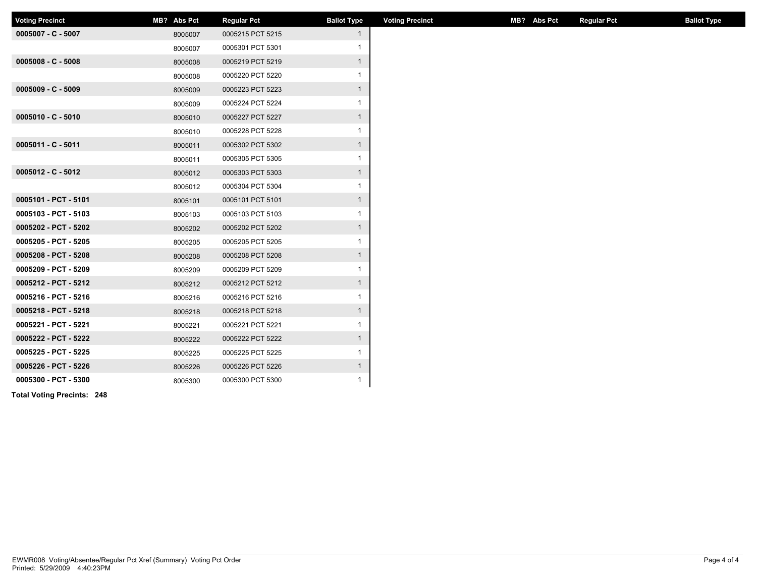| Voting Precinct | MB? | Abs Pct | Regular Pct | Ballot Type |
|---|---|---|---|---|
| **0005007 - C - 5007** | | 8005007 | 0005215 PCT 5215 | 1 |
| | | 8005007 | 0005301 PCT 5301 | 1 |
| **0005008 - C - 5008** | | 8005008 | 0005219 PCT 5219 | 1 |
| | | 8005008 | 0005220 PCT 5220 | 1 |
| **0005009 - C - 5009** | | 8005009 | 0005223 PCT 5223 | 1 |
| | | 8005009 | 0005224 PCT 5224 | 1 |
| **0005010 - C - 5010** | | 8005010 | 0005227 PCT 5227 | 1 |
| | | 8005010 | 0005228 PCT 5228 | 1 |
| **0005011 - C - 5011** | | 8005011 | 0005302 PCT 5302 | 1 |
| | | 8005011 | 0005305 PCT 5305 | 1 |
| **0005012 - C - 5012** | | 8005012 | 0005303 PCT 5303 | 1 |
| | | 8005012 | 0005304 PCT 5304 | 1 |
| **0005101 - PCT - 5101** | | 8005101 | 0005101 PCT 5101 | 1 |
| **0005103 - PCT - 5103** | | 8005103 | 0005103 PCT 5103 | 1 |
| **0005202 - PCT - 5202** | | 8005202 | 0005202 PCT 5202 | 1 |
| **0005205 - PCT - 5205** | | 8005205 | 0005205 PCT 5205 | 1 |
| **0005208 - PCT - 5208** | | 8005208 | 0005208 PCT 5208 | 1 |
| **0005209 - PCT - 5209** | | 8005209 | 0005209 PCT 5209 | 1 |
| **0005212 - PCT - 5212** | | 8005212 | 0005212 PCT 5212 | 1 |
| **0005216 - PCT - 5216** | | 8005216 | 0005216 PCT 5216 | 1 |
| **0005218 - PCT - 5218** | | 8005218 | 0005218 PCT 5218 | 1 |
| **0005221 - PCT - 5221** | | 8005221 | 0005221 PCT 5221 | 1 |
| **0005222 - PCT - 5222** | | 8005222 | 0005222 PCT 5222 | 1 |
| **0005225 - PCT - 5225** | | 8005225 | 0005225 PCT 5225 | 1 |
| **0005226 - PCT - 5226** | | 8005226 | 0005226 PCT 5226 | 1 |
| **0005300 - PCT - 5300** | | 8005300 | 0005300 PCT 5300 | 1 |

**Total Voting Precints: 248**

EWMR008 Voting/Absentee/Regular Pct Xref (Summary) Voting Pct Order
Printed: 5/29/2009 4:40:23PM